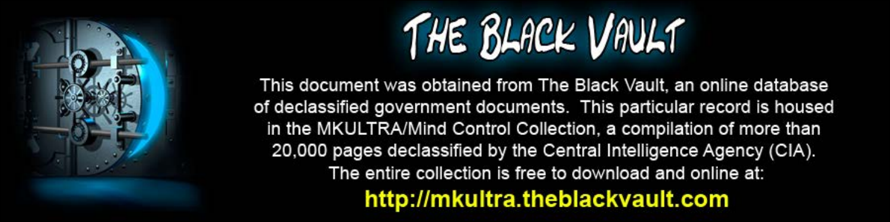# THE BLACK VAULT

This document was obtained from The Black Vault, an online database of declassified government documents. This particular record is housed in the MKULTRA/Mind Control Collection, a compilation of more than 20,000 pages declassified by the Central Intelligence Agency (CIA). The entire collection is free to download and online at:

**http://mkultra.theblackvault.com**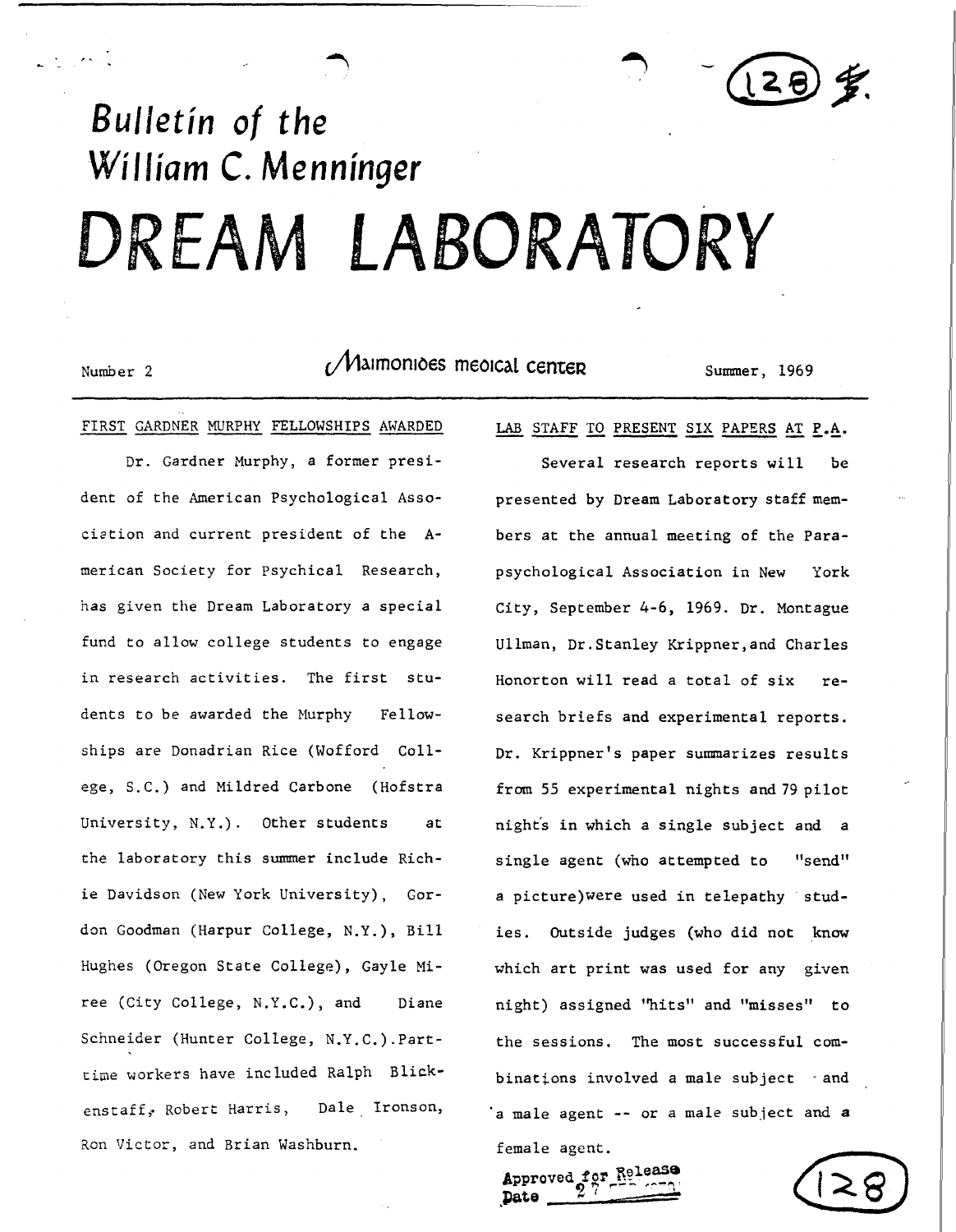# Bulletin of the William C. Menninger DREAM LABORATORY

Number 2 — Maimonides Medical Center — Summer, 1969

## FIRST GARDNER MURPHY FELLOWSHIPS AWARDED

Dr. Gardner Murphy, a former president of the American Psychological Association and current president of the American Society for Psychical Research, has given the Dream Laboratory a special fund to allow college students to engage in research activities. The first students to be awarded the Murphy Fellowships are Donadrian Rice (Wofford College, S.C.) and Mildred Carbone (Hofstra University, N.Y.). Other students at the laboratory this summer include Richie Davidson (New York University), Gordon Goodman (Harpur College, N.Y.), Bill Hughes (Oregon State College), Gayle Miree (City College, N.Y.C.), and Diane Schneider (Hunter College, N.Y.C.). Part-time workers have included Ralph Blickenstaff, Robert Harris, Dale Ironson, Ron Victor, and Brian Washburn.

## LAB STAFF TO PRESENT SIX PAPERS AT P.A.

Several research reports will be presented by Dream Laboratory staff members at the annual meeting of the Parapsychological Association in New York City, September 4-6, 1969. Dr. Montague Ullman, Dr. Stanley Krippner, and Charles Honorton will read a total of six research briefs and experimental reports. Dr. Krippner's paper summarizes results from 55 experimental nights and 79 pilot nights in which a single subject and a single agent (who attempted to "send" a picture) were used in telepathy studies. Outside judges (who did not know which art print was used for any given night) assigned "hits" and "misses" to the sessions. The most successful combinations involved a male subject and a male agent -- or a male subject and a female agent.

Approved for Release
Date 27 ...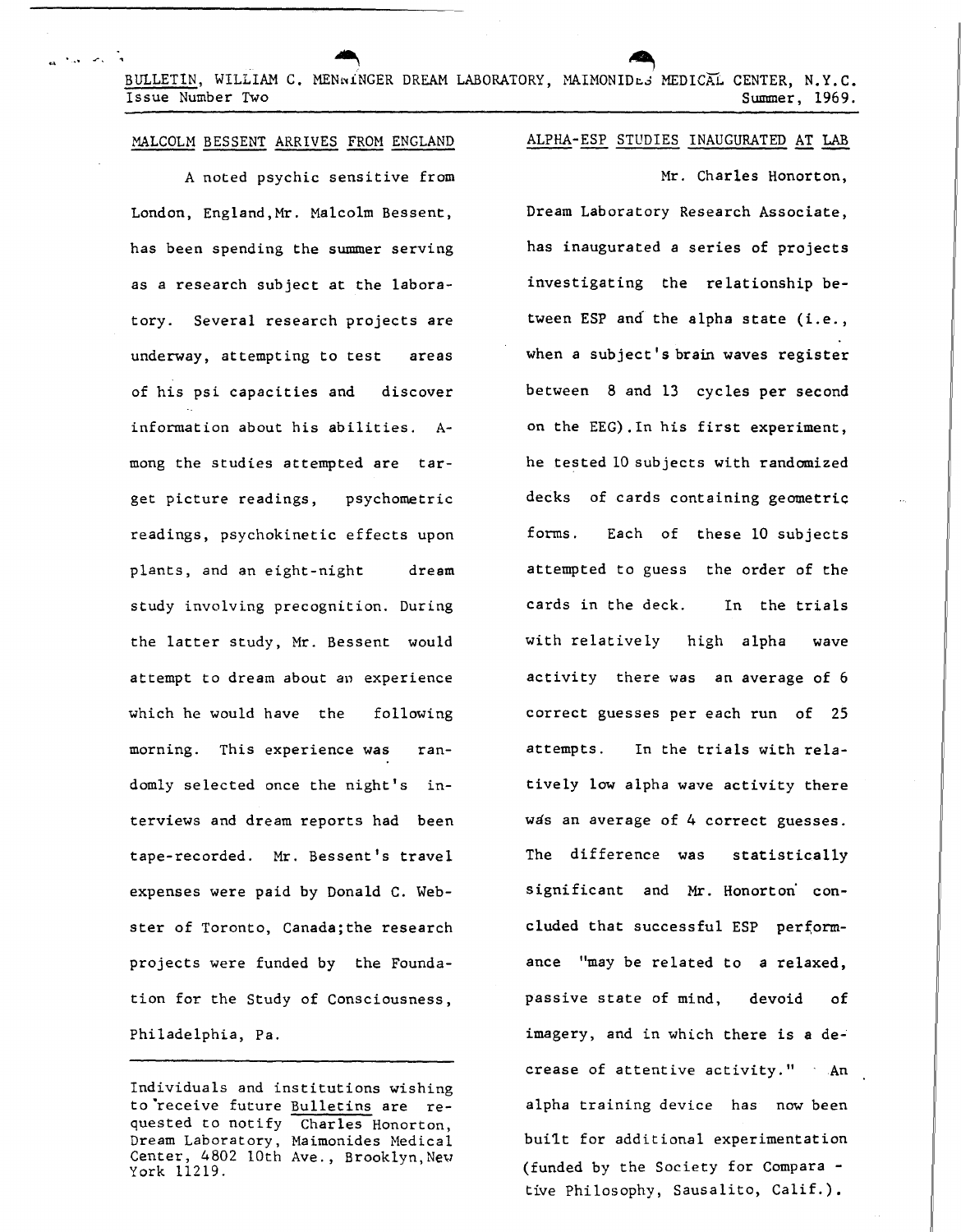BULLETIN, WILLIAM C. MENNINGER DREAM LABORATORY, MAIMONIDES MEDICAL CENTER, N.Y.C.
Issue Number Two — Summer, 1969.

## MALCOLM BESSENT ARRIVES FROM ENGLAND

A noted psychic sensitive from London, England, Mr. Malcolm Bessent, has been spending the summer serving as a research subject at the laboratory. Several research projects are underway, attempting to test areas of his psi capacities and discover information about his abilities. Among the studies attempted are target picture readings, psychometric readings, psychokinetic effects upon plants, and an eight-night dream study involving precognition. During the latter study, Mr. Bessent would attempt to dream about an experience which he would have the following morning. This experience was randomly selected once the night's interviews and dream reports had been tape-recorded. Mr. Bessent's travel expenses were paid by Donald C. Webster of Toronto, Canada; the research projects were funded by the Foundation for the Study of Consciousness, Philadelphia, Pa.

---

Individuals and institutions wishing to receive future Bulletins are requested to notify Charles Honorton, Dream Laboratory, Maimonides Medical Center, 4802 10th Ave., Brooklyn, New York 11219.

## ALPHA-ESP STUDIES INAUGURATED AT LAB

Mr. Charles Honorton, Dream Laboratory Research Associate, has inaugurated a series of projects investigating the relationship between ESP and the alpha state (i.e., when a subject's brain waves register between 8 and 13 cycles per second on the EEG). In his first experiment, he tested 10 subjects with randomized decks of cards containing geometric forms. Each of these 10 subjects attempted to guess the order of the cards in the deck. In the trials with relatively high alpha wave activity there was an average of 6 correct guesses per each run of 25 attempts. In the trials with relatively low alpha wave activity there was an average of 4 correct guesses. The difference was statistically significant and Mr. Honorton concluded that successful ESP performance "may be related to a relaxed, passive state of mind, devoid of imagery, and in which there is a decrease of attentive activity." An alpha training device has now been built for additional experimentation (funded by the Society for Comparative Philosophy, Sausalito, Calif.).